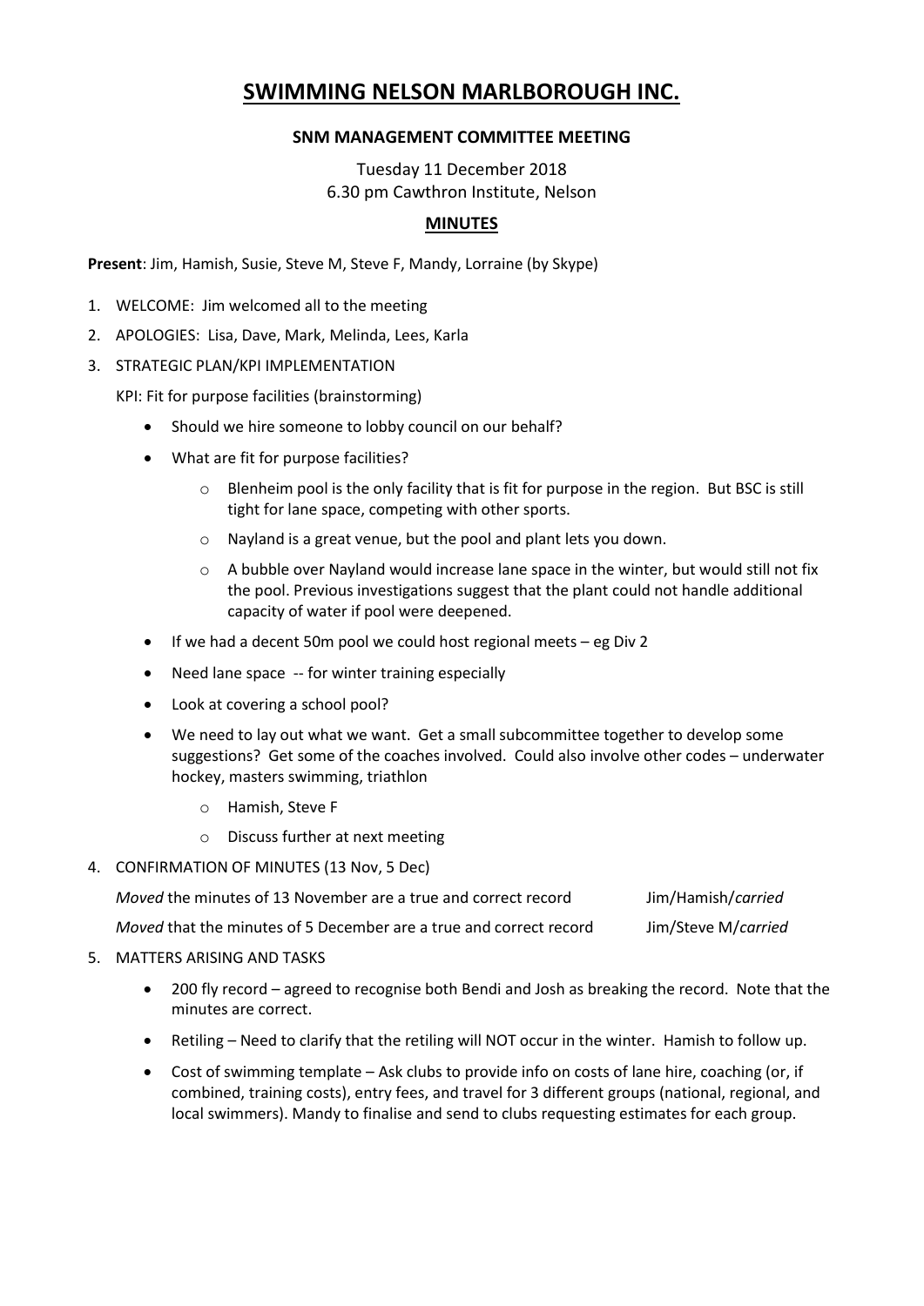# SWIMMING NELSON MARLBOROUGH INC.

**SNM MANAGEMENT COMMITTEE MEETING**

Tuesday 11 December 2018
6.30 pm Cawthron Institute, Nelson

**MINUTES**

**Present**: Jim, Hamish, Susie, Steve M, Steve F, Mandy, Lorraine (by Skype)

1. WELCOME: Jim welcomed all to the meeting
2. APOLOGIES: Lisa, Dave, Mark, Melinda, Lees, Karla
3. STRATEGIC PLAN/KPI IMPLEMENTATION

   KPI: Fit for purpose facilities (brainstorming)

   - Should we hire someone to lobby council on our behalf?
   - What are fit for purpose facilities?
     - Blenheim pool is the only facility that is fit for purpose in the region. But BSC is still tight for lane space, competing with other sports.
     - Nayland is a great venue, but the pool and plant lets you down.
     - A bubble over Nayland would increase lane space in the winter, but would still not fix the pool. Previous investigations suggest that the plant could not handle additional capacity of water if pool were deepened.
   - If we had a decent 50m pool we could host regional meets – eg Div 2
   - Need lane space -- for winter training especially
   - Look at covering a school pool?
   - We need to lay out what we want. Get a small subcommittee together to develop some suggestions? Get some of the coaches involved. Could also involve other codes – underwater hockey, masters swimming, triathlon
     - Hamish, Steve F
     - Discuss further at next meeting

4. CONFIRMATION OF MINUTES (13 Nov, 5 Dec)

   *Moved* the minutes of 13 November are a true and correct record — Jim/Hamish/*carried*

   *Moved* that the minutes of 5 December are a true and correct record — Jim/Steve M/*carried*

5. MATTERS ARISING AND TASKS

   - 200 fly record – agreed to recognise both Bendi and Josh as breaking the record. Note that the minutes are correct.
   - Retiling – Need to clarify that the retiling will NOT occur in the winter. Hamish to follow up.
   - Cost of swimming template – Ask clubs to provide info on costs of lane hire, coaching (or, if combined, training costs), entry fees, and travel for 3 different groups (national, regional, and local swimmers). Mandy to finalise and send to clubs requesting estimates for each group.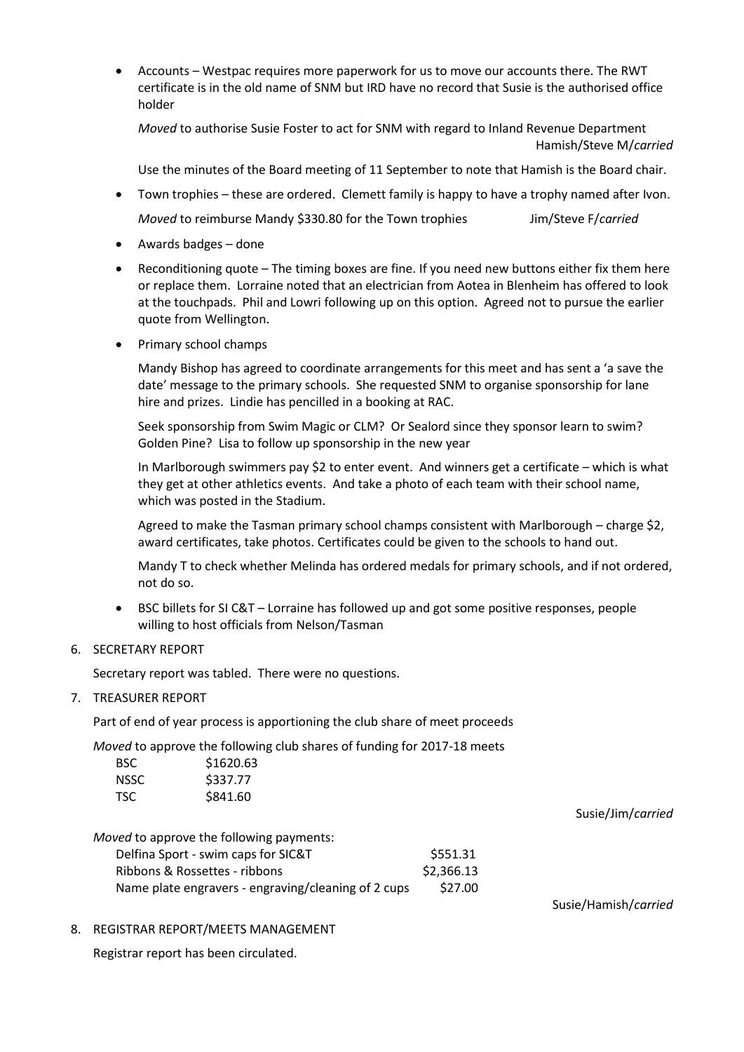- Accounts – Westpac requires more paperwork for us to move our accounts there. The RWT certificate is in the old name of SNM but IRD have no record that Susie is the authorised office holder

  *Moved* to authorise Susie Foster to act for SNM with regard to Inland Revenue Department
  Hamish/Steve M/*carried*

  Use the minutes of the Board meeting of 11 September to note that Hamish is the Board chair.

- Town trophies – these are ordered. Clemett family is happy to have a trophy named after Ivon.

  *Moved* to reimburse Mandy $330.80 for the Town trophies Jim/Steve F/*carried*

- Awards badges – done

- Reconditioning quote – The timing boxes are fine. If you need new buttons either fix them here or replace them. Lorraine noted that an electrician from Aotea in Blenheim has offered to look at the touchpads. Phil and Lowri following up on this option. Agreed not to pursue the earlier quote from Wellington.

- Primary school champs

  Mandy Bishop has agreed to coordinate arrangements for this meet and has sent a 'a save the date' message to the primary schools. She requested SNM to organise sponsorship for lane hire and prizes. Lindie has pencilled in a booking at RAC.

  Seek sponsorship from Swim Magic or CLM? Or Sealord since they sponsor learn to swim? Golden Pine? Lisa to follow up sponsorship in the new year

  In Marlborough swimmers pay $2 to enter event. And winners get a certificate – which is what they get at other athletics events. And take a photo of each team with their school name, which was posted in the Stadium.

  Agreed to make the Tasman primary school champs consistent with Marlborough – charge $2, award certificates, take photos. Certificates could be given to the schools to hand out.

  Mandy T to check whether Melinda has ordered medals for primary schools, and if not ordered, not do so.

- BSC billets for SI C&T – Lorraine has followed up and got some positive responses, people willing to host officials from Nelson/Tasman

6. SECRETARY REPORT

   Secretary report was tabled. There were no questions.

7. TREASURER REPORT

   Part of end of year process is apportioning the club share of meet proceeds

   *Moved* to approve the following club shares of funding for 2017-18 meets

   | | |
   |---|---|
   | BSC | $1620.63 |
   | NSSC | $337.77 |
   | TSC | $841.60 |

   Susie/Jim/*carried*

   *Moved* to approve the following payments:

   | | |
   |---|---|
   | Delfina Sport - swim caps for SIC&T | $551.31 |
   | Ribbons & Rossettes - ribbons | $2,366.13 |
   | Name plate engravers - engraving/cleaning of 2 cups | $27.00 |

   Susie/Hamish/*carried*

8. REGISTRAR REPORT/MEETS MANAGEMENT

   Registrar report has been circulated.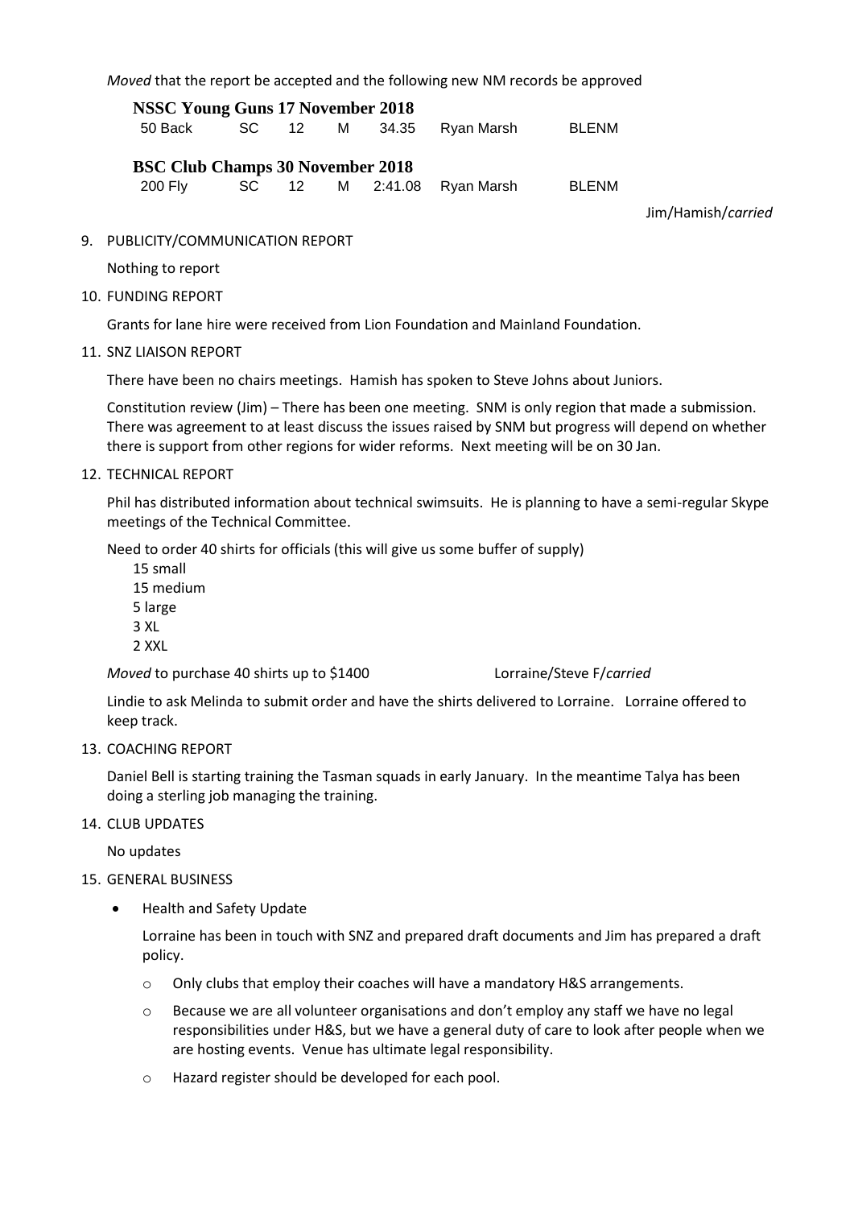*Moved* that the report be accepted and the following new NM records be approved

**NSSC Young Guns 17 November 2018**

| | | | | | | |
|---|---|---|---|---|---|---|
| 50 Back | SC | 12 | M | 34.35 | Ryan Marsh | BLENM |

**BSC Club Champs 30 November 2018**

| | | | | | | |
|---|---|---|---|---|---|---|
| 200 Fly | SC | 12 | M | 2:41.08 | Ryan Marsh | BLENM |

Jim/Hamish/*carried*

9. PUBLICITY/COMMUNICATION REPORT

   Nothing to report

10. FUNDING REPORT

    Grants for lane hire were received from Lion Foundation and Mainland Foundation.

11. SNZ LIAISON REPORT

    There have been no chairs meetings. Hamish has spoken to Steve Johns about Juniors.

    Constitution review (Jim) – There has been one meeting. SNM is only region that made a submission. There was agreement to at least discuss the issues raised by SNM but progress will depend on whether there is support from other regions for wider reforms. Next meeting will be on 30 Jan.

12. TECHNICAL REPORT

    Phil has distributed information about technical swimsuits. He is planning to have a semi-regular Skype meetings of the Technical Committee.

    Need to order 40 shirts for officials (this will give us some buffer of supply)

    15 small
    15 medium
    5 large
    3 XL
    2 XXL

    *Moved* to purchase 40 shirts up to $1400 Lorraine/Steve F/*carried*

    Lindie to ask Melinda to submit order and have the shirts delivered to Lorraine. Lorraine offered to keep track.

13. COACHING REPORT

    Daniel Bell is starting training the Tasman squads in early January. In the meantime Talya has been doing a sterling job managing the training.

14. CLUB UPDATES

    No updates

15. GENERAL BUSINESS

    - Health and Safety Update

      Lorraine has been in touch with SNZ and prepared draft documents and Jim has prepared a draft policy.

      - Only clubs that employ their coaches will have a mandatory H&S arrangements.
      - Because we are all volunteer organisations and don't employ any staff we have no legal responsibilities under H&S, but we have a general duty of care to look after people when we are hosting events. Venue has ultimate legal responsibility.
      - Hazard register should be developed for each pool.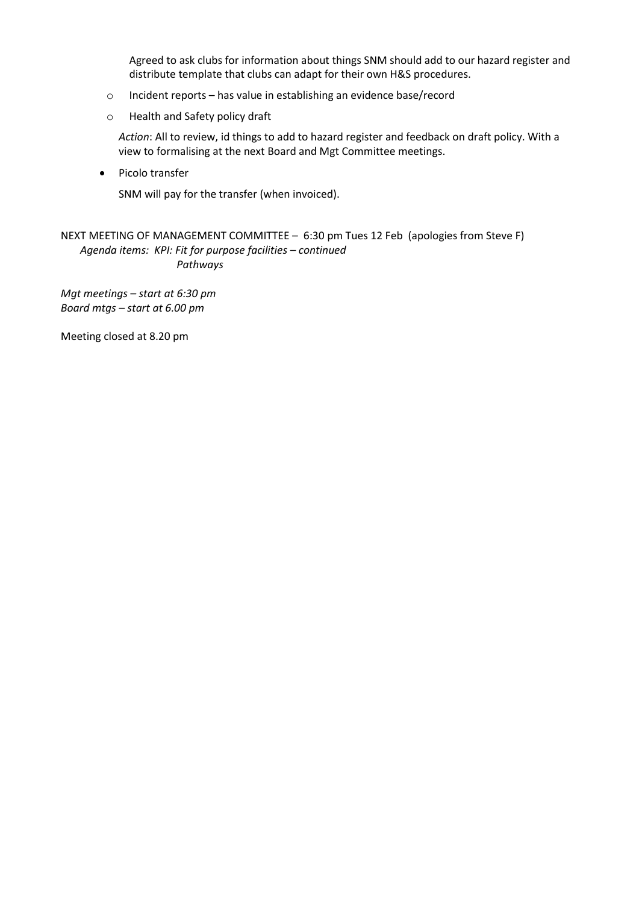Agreed to ask clubs for information about things SNM should add to our hazard register and distribute template that clubs can adapt for their own H&S procedures.

- Incident reports – has value in establishing an evidence base/record
- Health and Safety policy draft

  *Action*: All to review, id things to add to hazard register and feedback on draft policy. With a view to formalising at the next Board and Mgt Committee meetings.

- Picolo transfer

  SNM will pay for the transfer (when invoiced).

NEXT MEETING OF MANAGEMENT COMMITTEE – 6:30 pm Tues 12 Feb (apologies from Steve F)
*Agenda items: KPI: Fit for purpose facilities – continued*
*Pathways*

*Mgt meetings – start at 6:30 pm*
*Board mtgs – start at 6.00 pm*

Meeting closed at 8.20 pm